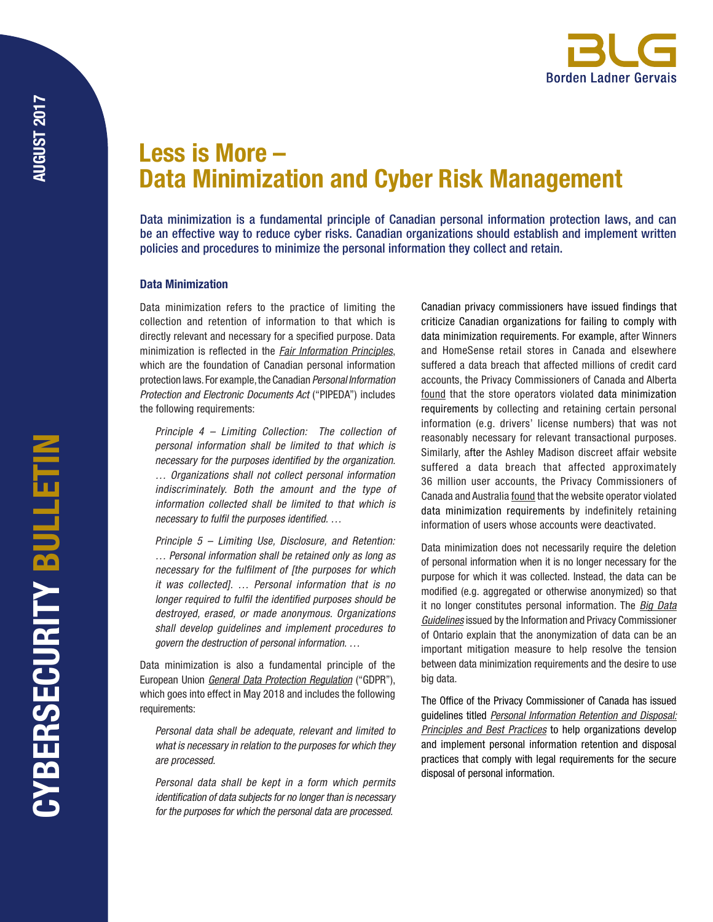# Less is More – Data Minimization and Cyber Risk Management

**Data minimization is a fundamental principle of Canadian personal information protection laws, and can be an effective way to reduce cyber risks. Canadian organizations should establish and implement written policies and procedures to minimize the personal information they collect and retain.**

## Data Minimization

Data minimization refers to the practice of limiting the collection and retention of information to that which is directly relevant and necessary for a specified purpose. Data minimization is reflected in the *Fair Information Principles*, which are the foundation of Canadian personal information protection laws. For example, the Canadian *Personal Information Protection and Electronic Documents Act* ("PIPEDA") includes the following requirements:

> *Principle 4 – Limiting Collection: The collection of personal information shall be limited to that which is necessary for the purposes identified by the organization. … Organizations shall not collect personal information indiscriminately. Both the amount and the type of information collected shall be limited to that which is necessary to fulfil the purposes identified. …*

> *Principle 5 – Limiting Use, Disclosure, and Retention: … Personal information shall be retained only as long as necessary for the fulfilment of [the purposes for which it was collected]. … Personal information that is no longer required to fulfil the identified purposes should be destroyed, erased, or made anonymous. Organizations shall develop guidelines and implement procedures to govern the destruction of personal information. …*

Data minimization is also a fundamental principle of the European Union *General Data Protection Regulation* ("GDPR"), which goes into effect in May 2018 and includes the following requirements:

> *Personal data shall be adequate, relevant and limited to what is necessary in relation to the purposes for which they are processed.*

> *Personal data shall be kept in a form which permits identification of data subjects for no longer than is necessary for the purposes for which the personal data are processed.*

Canadian privacy commissioners have issued findings that criticize Canadian organizations for failing to comply with data minimization requirements. For example, after Winners and HomeSense retail stores in Canada and elsewhere suffered a data breach that affected millions of credit card accounts, the Privacy Commissioners of Canada and Alberta found that the store operators violated data minimization requirements by collecting and retaining certain personal information (e.g. drivers' license numbers) that was not reasonably necessary for relevant transactional purposes. Similarly, after the Ashley Madison discreet affair website suffered a data breach that affected approximately 36 million user accounts, the Privacy Commissioners of Canada and Australia found that the website operator violated data minimization requirements by indefinitely retaining information of users whose accounts were deactivated.

Data minimization does not necessarily require the deletion of personal information when it is no longer necessary for the purpose for which it was collected. Instead, the data can be modified (e.g. aggregated or otherwise anonymized) so that it no longer constitutes personal information. The *Big Data Guidelines* issued by the Information and Privacy Commissioner of Ontario explain that the anonymization of data can be an important mitigation measure to help resolve the tension between data minimization requirements and the desire to use big data.

The Office of the Privacy Commissioner of Canada has issued guidelines titled *Personal Information Retention and Disposal: Principles and Best Practices* to help organizations develop and implement personal information retention and disposal practices that comply with legal requirements for the secure disposal of personal information.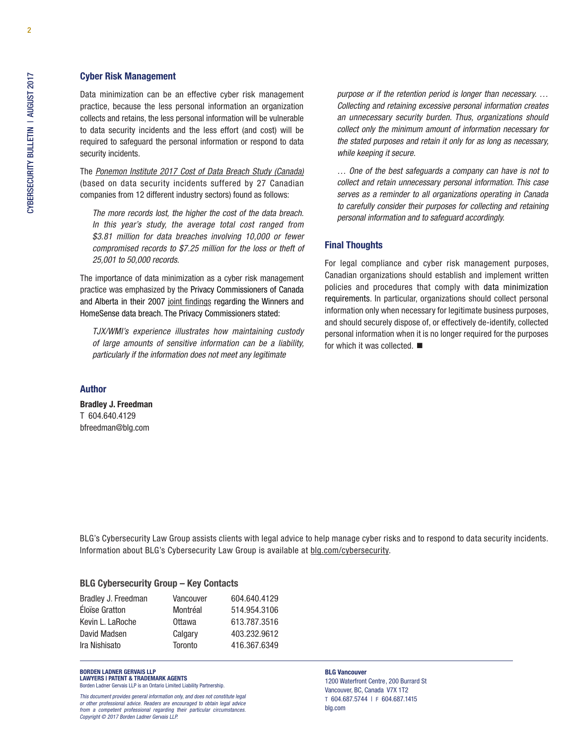## Cyber Risk Management

Data minimization can be an effective cyber risk management practice, because the less personal information an organization collects and retains, the less personal information will be vulnerable to data security incidents and the less effort (and cost) will be required to safeguard the personal information or respond to data security incidents.

The *Ponemon Institute 2017 Cost of Data Breach Study (Canada)* (based on data security incidents suffered by 27 Canadian companies from 12 different industry sectors) found as follows:

> *The more records lost, the higher the cost of the data breach. In this year's study, the average total cost ranged from $3.81 million for data breaches involving 10,000 or fewer compromised records to $7.25 million for the loss or theft of 25,001 to 50,000 records.*

The importance of data minimization as a cyber risk management practice was emphasized by the Privacy Commissioners of Canada and Alberta in their 2007 joint findings regarding the Winners and HomeSense data breach. The Privacy Commissioners stated:

> *TJX/WMI's experience illustrates how maintaining custody of large amounts of sensitive information can be a liability, particularly if the information does not meet any legitimate purpose or if the retention period is longer than necessary. … Collecting and retaining excessive personal information creates an unnecessary security burden. Thus, organizations should collect only the minimum amount of information necessary for the stated purposes and retain it only for as long as necessary, while keeping it secure.*
>
> *… One of the best safeguards a company can have is not to collect and retain unnecessary personal information. This case serves as a reminder to all organizations operating in Canada to carefully consider their purposes for collecting and retaining personal information and to safeguard accordingly.*

## Final Thoughts

For legal compliance and cyber risk management purposes, Canadian organizations should establish and implement written policies and procedures that comply with data minimization requirements. In particular, organizations should collect personal information only when necessary for legitimate business purposes, and should securely dispose of, or effectively de-identify, collected personal information when it is no longer required for the purposes for which it was collected. ■

## Author

**Bradley J. Freedman**
T 604.640.4129
bfreedman@blg.com

BLG's Cybersecurity Law Group assists clients with legal advice to help manage cyber risks and to respond to data security incidents. Information about BLG's Cybersecurity Law Group is available at blg.com/cybersecurity.

## BLG Cybersecurity Group – Key Contacts

| | | |
|---|---|---|
| Bradley J. Freedman | Vancouver | 604.640.4129 |
| Éloïse Gratton | Montréal | 514.954.3106 |
| Kevin L. LaRoche | Ottawa | 613.787.3516 |
| David Madsen | Calgary | 403.232.9612 |
| Ira Nishisato | Toronto | 416.367.6349 |

**BORDEN LADNER GERVAIS LLP**
**LAWYERS | PATENT & TRADEMARK AGENTS**
Borden Ladner Gervais LLP is an Ontario Limited Liability Partnership.

*This document provides general information only, and does not constitute legal or other professional advice. Readers are encouraged to obtain legal advice from a competent professional regarding their particular circumstances. Copyright © 2017 Borden Ladner Gervais LLP.*

**BLG Vancouver**
1200 Waterfront Centre, 200 Burrard St
Vancouver, BC, Canada V7X 1T2
T 604.687.5744 | F 604.687.1415
blg.com